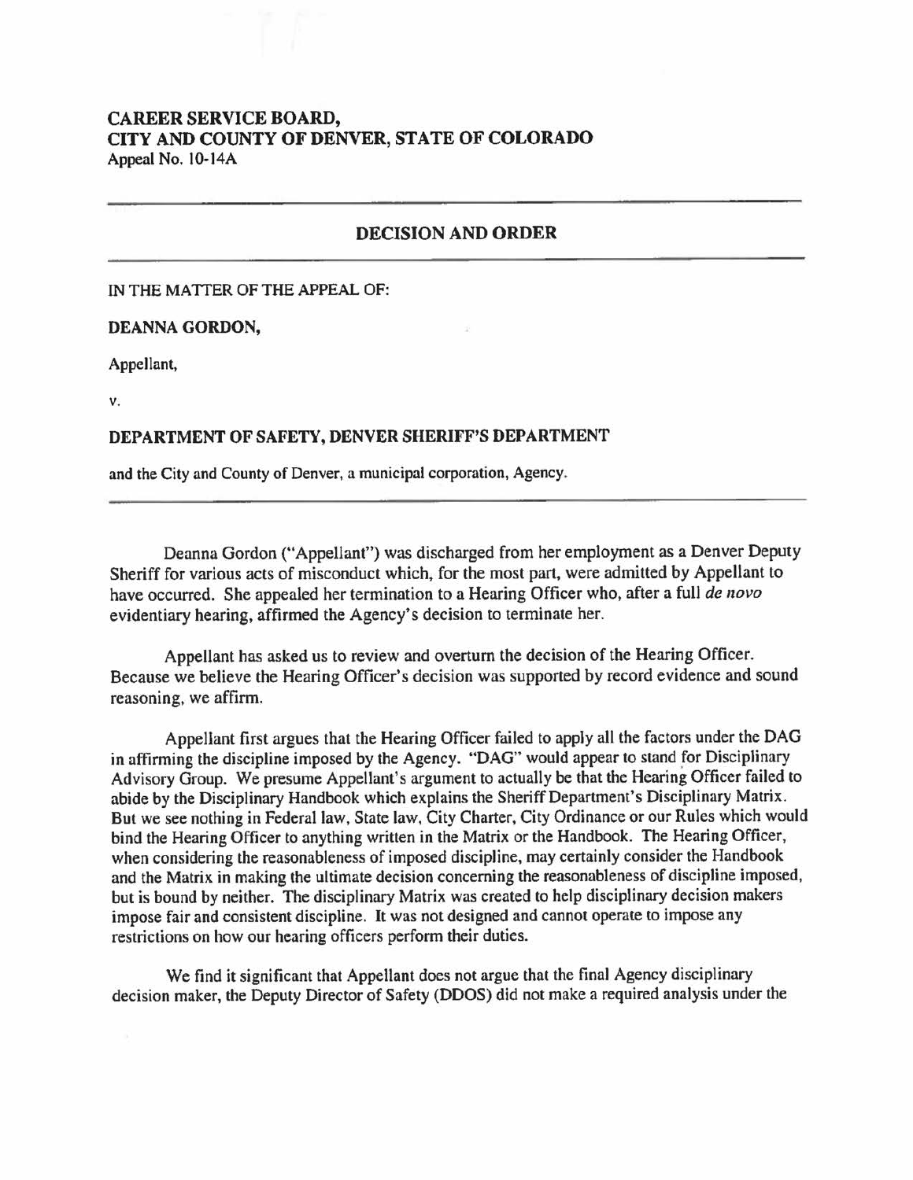**CAREER SERVICE BOARD,**
**CITY AND COUNTY OF DENVER, STATE OF COLORADO**
Appeal No. 10-14A

---

## DECISION AND ORDER

---

IN THE MATTER OF THE APPEAL OF:

**DEANNA GORDON,**

Appellant,

v.

**DEPARTMENT OF SAFETY, DENVER SHERIFF'S DEPARTMENT**

and the City and County of Denver, a municipal corporation, Agency.

---

Deanna Gordon ("Appellant") was discharged from her employment as a Denver Deputy Sheriff for various acts of misconduct which, for the most part, were admitted by Appellant to have occurred. She appealed her termination to a Hearing Officer who, after a full *de novo* evidentiary hearing, affirmed the Agency's decision to terminate her.

Appellant has asked us to review and overturn the decision of the Hearing Officer. Because we believe the Hearing Officer's decision was supported by record evidence and sound reasoning, we affirm.

Appellant first argues that the Hearing Officer failed to apply all the factors under the DAG in affirming the discipline imposed by the Agency. "DAG" would appear to stand for Disciplinary Advisory Group. We presume Appellant's argument to actually be that the Hearing Officer failed to abide by the Disciplinary Handbook which explains the Sheriff Department's Disciplinary Matrix. But we see nothing in Federal law, State law, City Charter, City Ordinance or our Rules which would bind the Hearing Officer to anything written in the Matrix or the Handbook. The Hearing Officer, when considering the reasonableness of imposed discipline, may certainly consider the Handbook and the Matrix in making the ultimate decision concerning the reasonableness of discipline imposed, but is bound by neither. The disciplinary Matrix was created to help disciplinary decision makers impose fair and consistent discipline. It was not designed and cannot operate to impose any restrictions on how our hearing officers perform their duties.

We find it significant that Appellant does not argue that the final Agency disciplinary decision maker, the Deputy Director of Safety (DDOS) did not make a required analysis under the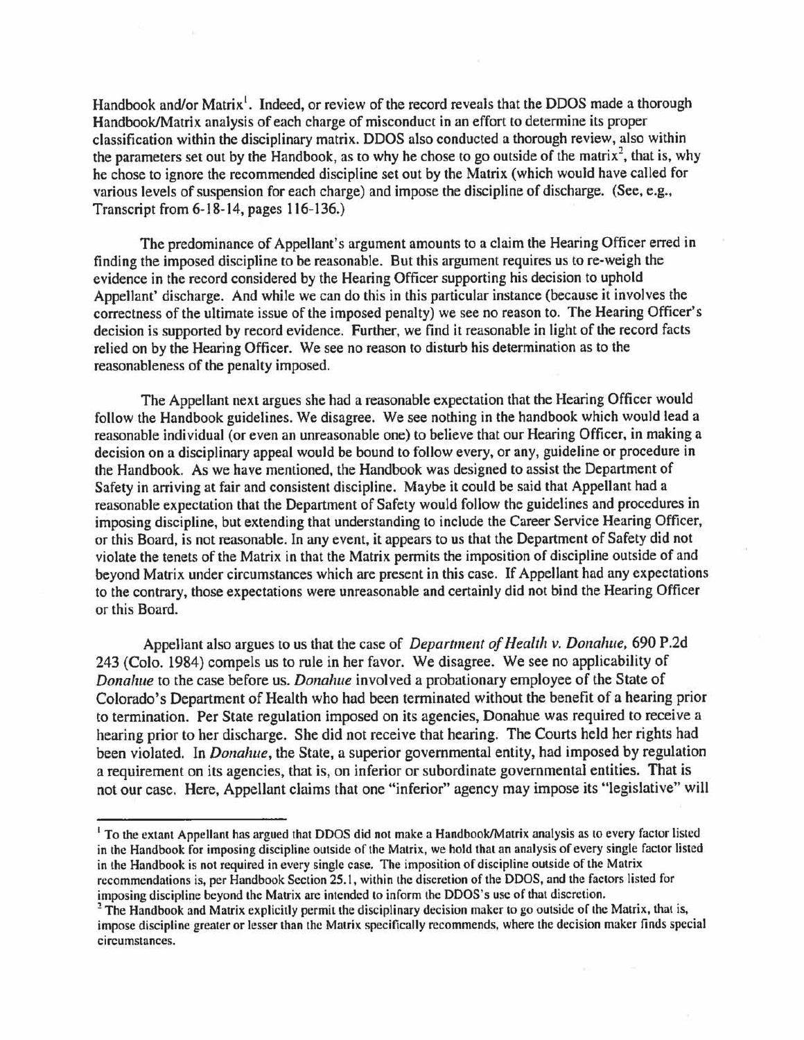Handbook and/or Matrix[1]. Indeed, or review of the record reveals that the DDOS made a thorough Handbook/Matrix analysis of each charge of misconduct in an effort to determine its proper classification within the disciplinary matrix. DDOS also conducted a thorough review, also within the parameters set out by the Handbook, as to why he chose to go outside of the matrix[2], that is, why he chose to ignore the recommended discipline set out by the Matrix (which would have called for various levels of suspension for each charge) and impose the discipline of discharge. (See, e.g., Transcript from 6-18-14, pages 116-136.)

The predominance of Appellant's argument amounts to a claim the Hearing Officer erred in finding the imposed discipline to be reasonable. But this argument requires us to re-weigh the evidence in the record considered by the Hearing Officer supporting his decision to uphold Appellant' discharge. And while we can do this in this particular instance (because it involves the correctness of the ultimate issue of the imposed penalty) we see no reason to. The Hearing Officer's decision is supported by record evidence. Further, we find it reasonable in light of the record facts relied on by the Hearing Officer. We see no reason to disturb his determination as to the reasonableness of the penalty imposed.

The Appellant next argues she had a reasonable expectation that the Hearing Officer would follow the Handbook guidelines. We disagree. We see nothing in the handbook which would lead a reasonable individual (or even an unreasonable one) to believe that our Hearing Officer, in making a decision on a disciplinary appeal would be bound to follow every, or any, guideline or procedure in the Handbook. As we have mentioned, the Handbook was designed to assist the Department of Safety in arriving at fair and consistent discipline. Maybe it could be said that Appellant had a reasonable expectation that the Department of Safety would follow the guidelines and procedures in imposing discipline, but extending that understanding to include the Career Service Hearing Officer, or this Board, is not reasonable. In any event, it appears to us that the Department of Safety did not violate the tenets of the Matrix in that the Matrix permits the imposition of discipline outside of and beyond Matrix under circumstances which are present in this case. If Appellant had any expectations to the contrary, those expectations were unreasonable and certainly did not bind the Hearing Officer or this Board.

Appellant also argues to us that the case of *Department of Health v. Donahue,* 690 P.2d 243 (Colo. 1984) compels us to rule in her favor. We disagree. We see no applicability of *Donahue* to the case before us. *Donahue* involved a probationary employee of the State of Colorado's Department of Health who had been terminated without the benefit of a hearing prior to termination. Per State regulation imposed on its agencies, Donahue was required to receive a hearing prior to her discharge. She did not receive that hearing. The Courts held her rights had been violated. In *Donahue*, the State, a superior governmental entity, had imposed by regulation a requirement on its agencies, that is, on inferior or subordinate governmental entities. That is not our case. Here, Appellant claims that one "inferior" agency may impose its "legislative" will

---

[1] To the extant Appellant has argued that DDOS did not make a Handbook/Matrix analysis as to every factor listed in the Handbook for imposing discipline outside of the Matrix, we hold that an analysis of every single factor listed in the Handbook is not required in every single case. The imposition of discipline outside of the Matrix recommendations is, per Handbook Section 25.1, within the discretion of the DDOS, and the factors listed for imposing discipline beyond the Matrix are intended to inform the DDOS's use of that discretion.

[2] The Handbook and Matrix explicitly permit the disciplinary decision maker to go outside of the Matrix, that is, impose discipline greater or lesser than the Matrix specifically recommends, where the decision maker finds special circumstances.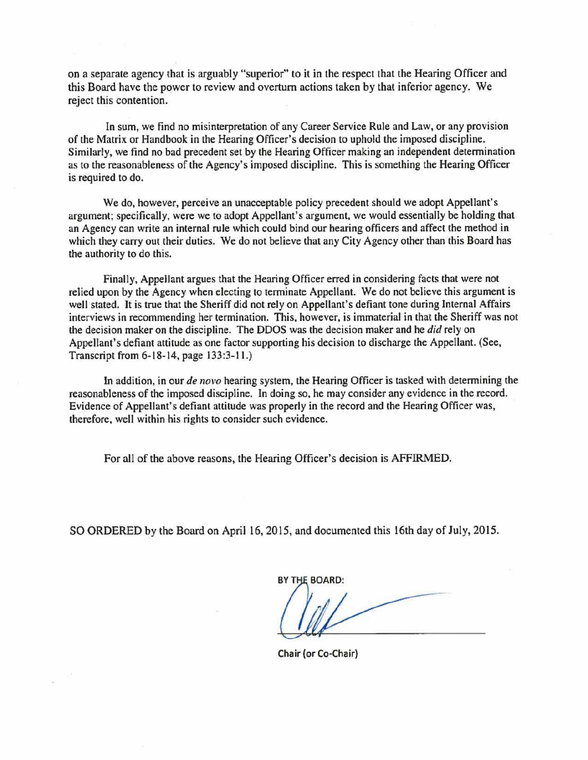on a separate agency that is arguably "superior" to it in the respect that the Hearing Officer and this Board have the power to review and overturn actions taken by that inferior agency. We reject this contention.

In sum, we find no misinterpretation of any Career Service Rule and Law, or any provision of the Matrix or Handbook in the Hearing Officer's decision to uphold the imposed discipline. Similarly, we find no bad precedent set by the Hearing Officer making an independent determination as to the reasonableness of the Agency's imposed discipline. This is something the Hearing Officer is required to do.

We do, however, perceive an unacceptable policy precedent should we adopt Appellant's argument; specifically, were we to adopt Appellant's argument, we would essentially be holding that an Agency can write an internal rule which could bind our hearing officers and affect the method in which they carry out their duties. We do not believe that any City Agency other than this Board has the authority to do this.

Finally, Appellant argues that the Hearing Officer erred in considering facts that were not relied upon by the Agency when electing to terminate Appellant. We do not believe this argument is well stated. It is true that the Sheriff did not rely on Appellant's defiant tone during Internal Affairs interviews in recommending her termination. This, however, is immaterial in that the Sheriff was not the decision maker on the discipline. The DDOS was the decision maker and he *did* rely on Appellant's defiant attitude as one factor supporting his decision to discharge the Appellant. (See, Transcript from 6-18-14, page 133:3-11.)

In addition, in our *de novo* hearing system, the Hearing Officer is tasked with determining the reasonableness of the imposed discipline. In doing so, he may consider any evidence in the record. Evidence of Appellant's defiant attitude was properly in the record and the Hearing Officer was, therefore, well within his rights to consider such evidence.

For all of the above reasons, the Hearing Officer's decision is AFFIRMED.

SO ORDERED by the Board on April 16, 2015, and documented this 16th day of July, 2015.

BY THE BOARD:

Chair (or Co-Chair)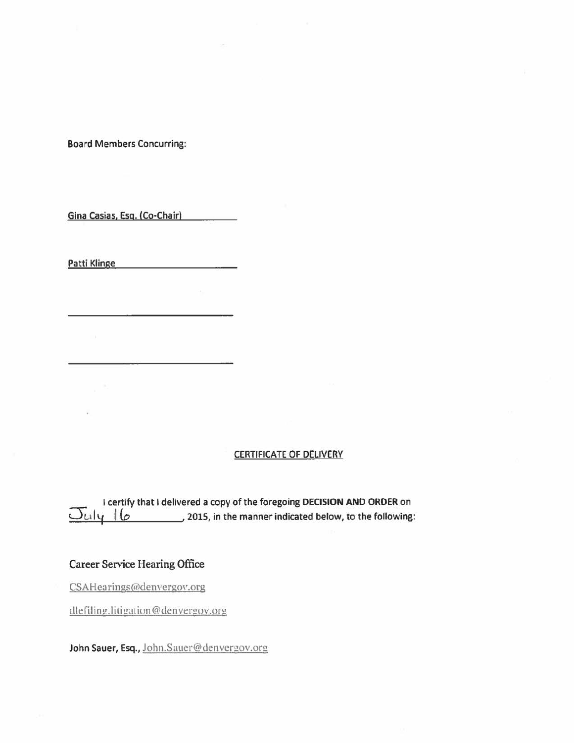Board Members Concurring:

Gina Casias, Esq. (Co-Chair) ____________

Patti Klinge ____________

____________

____________

CERTIFICATE OF DELIVERY

I certify that I delivered a copy of the foregoing **DECISION AND ORDER** on July 16, 2015, in the manner indicated below, to the following:

Career Service Hearing Office

CSAHearings@denvergov.org

dlefiling.litigation@denvergov.org

**John Sauer, Esq.,** John.Sauer@denvergov.org